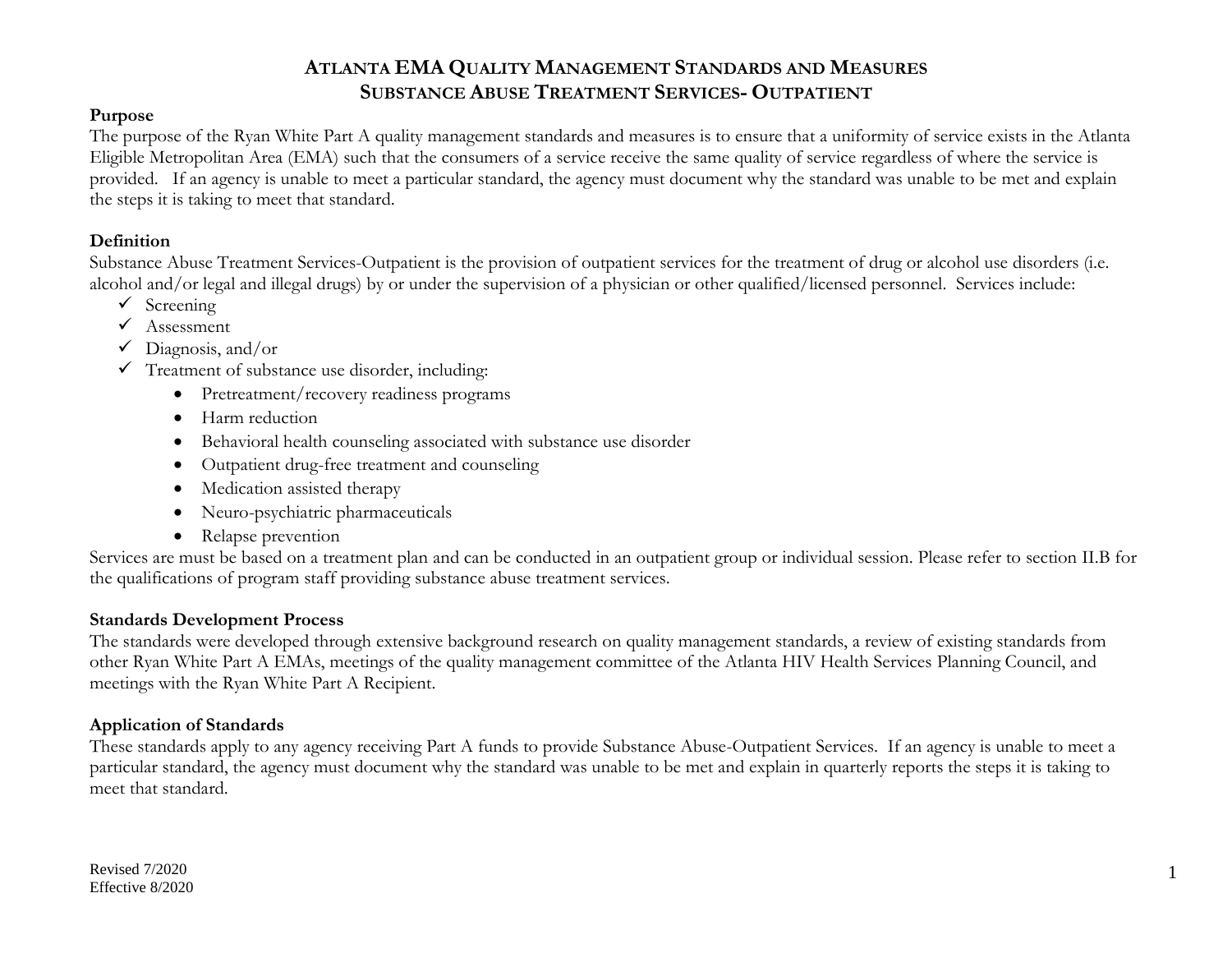# ATLANTA EMA QUALITY MANAGEMENT STANDARDS AND MEASURES
## SUBSTANCE ABUSE TREATMENT SERVICES- OUTPATIENT

**Purpose**

The purpose of the Ryan White Part A quality management standards and measures is to ensure that a uniformity of service exists in the Atlanta Eligible Metropolitan Area (EMA) such that the consumers of a service receive the same quality of service regardless of where the service is provided. If an agency is unable to meet a particular standard, the agency must document why the standard was unable to be met and explain the steps it is taking to meet that standard.

**Definition**

Substance Abuse Treatment Services-Outpatient is the provision of outpatient services for the treatment of drug or alcohol use disorders (i.e. alcohol and/or legal and illegal drugs) by or under the supervision of a physician or other qualified/licensed personnel. Services include:

- ✓ Screening
- ✓ Assessment
- ✓ Diagnosis, and/or
- ✓ Treatment of substance use disorder, including:
  - Pretreatment/recovery readiness programs
  - Harm reduction
  - Behavioral health counseling associated with substance use disorder
  - Outpatient drug-free treatment and counseling
  - Medication assisted therapy
  - Neuro-psychiatric pharmaceuticals
  - Relapse prevention

Services are must be based on a treatment plan and can be conducted in an outpatient group or individual session. Please refer to section II.B for the qualifications of program staff providing substance abuse treatment services.

**Standards Development Process**

The standards were developed through extensive background research on quality management standards, a review of existing standards from other Ryan White Part A EMAs, meetings of the quality management committee of the Atlanta HIV Health Services Planning Council, and meetings with the Ryan White Part A Recipient.

**Application of Standards**

These standards apply to any agency receiving Part A funds to provide Substance Abuse-Outpatient Services. If an agency is unable to meet a particular standard, the agency must document why the standard was unable to be met and explain in quarterly reports the steps it is taking to meet that standard.

Revised 7/2020
Effective 8/2020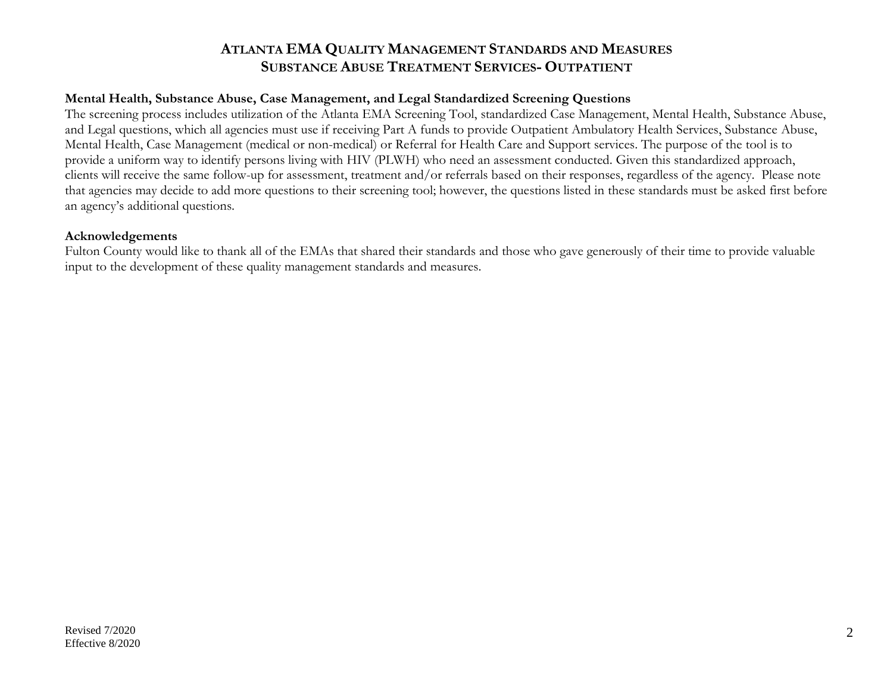# Atlanta EMA Quality Management Standards and Measures
## Substance Abuse Treatment Services- Outpatient

**Mental Health, Substance Abuse, Case Management, and Legal Standardized Screening Questions**

The screening process includes utilization of the Atlanta EMA Screening Tool, standardized Case Management, Mental Health, Substance Abuse, and Legal questions, which all agencies must use if receiving Part A funds to provide Outpatient Ambulatory Health Services, Substance Abuse, Mental Health, Case Management (medical or non-medical) or Referral for Health Care and Support services. The purpose of the tool is to provide a uniform way to identify persons living with HIV (PLWH) who need an assessment conducted. Given this standardized approach, clients will receive the same follow-up for assessment, treatment and/or referrals based on their responses, regardless of the agency. Please note that agencies may decide to add more questions to their screening tool; however, the questions listed in these standards must be asked first before an agency's additional questions.

**Acknowledgements**

Fulton County would like to thank all of the EMAs that shared their standards and those who gave generously of their time to provide valuable input to the development of these quality management standards and measures.

Revised 7/2020
Effective 8/2020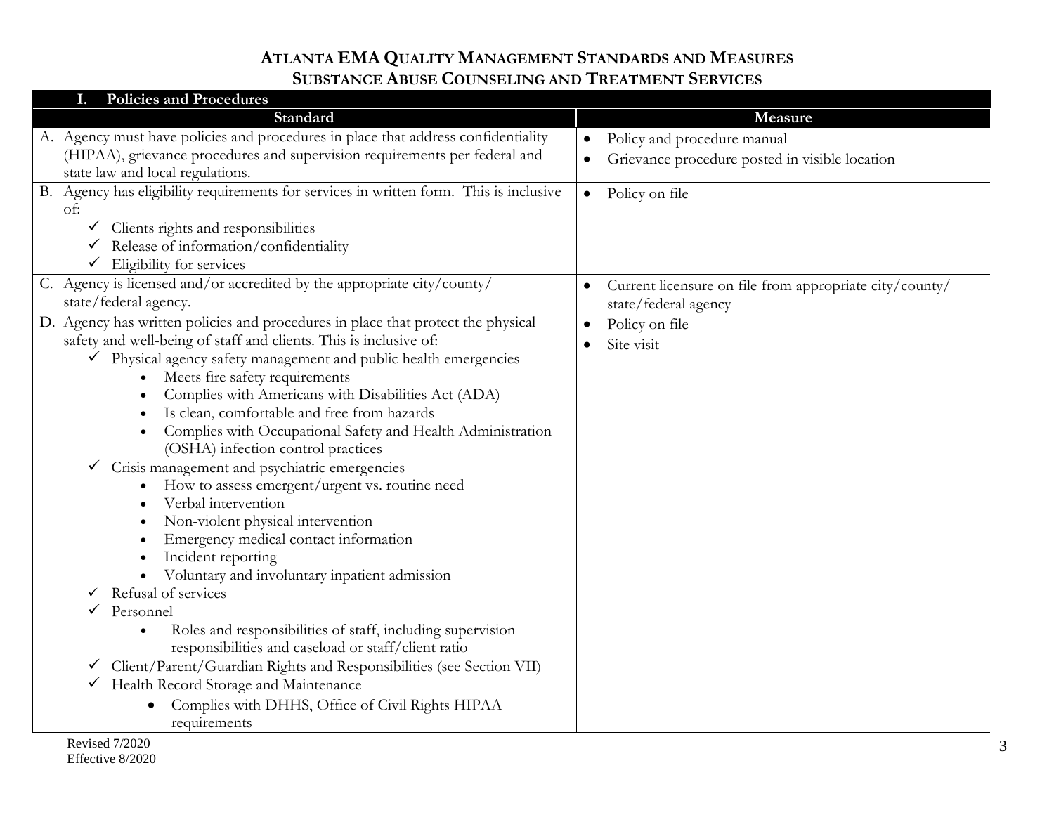# ATLANTA EMA QUALITY MANAGEMENT STANDARDS AND MEASURES
## SUBSTANCE ABUSE COUNSELING AND TREATMENT SERVICES

| I. Policies and Procedures | |
|---|---|
| **Standard** | **Measure** |
| A. Agency must have policies and procedures in place that address confidentiality (HIPAA), grievance procedures and supervision requirements per federal and state law and local regulations. | • Policy and procedure manual<br>• Grievance procedure posted in visible location |
| B. Agency has eligibility requirements for services in written form. This is inclusive of:<br>✓ Clients rights and responsibilities<br>✓ Release of information/confidentiality<br>✓ Eligibility for services | • Policy on file |
| C. Agency is licensed and/or accredited by the appropriate city/county/ state/federal agency. | • Current licensure on file from appropriate city/county/ state/federal agency |
| D. Agency has written policies and procedures in place that protect the physical safety and well-being of staff and clients. This is inclusive of:<br>✓ Physical agency safety management and public health emergencies<br>• Meets fire safety requirements<br>• Complies with Americans with Disabilities Act (ADA)<br>• Is clean, comfortable and free from hazards<br>• Complies with Occupational Safety and Health Administration (OSHA) infection control practices<br>✓ Crisis management and psychiatric emergencies<br>• How to assess emergent/urgent vs. routine need<br>• Verbal intervention<br>• Non-violent physical intervention<br>• Emergency medical contact information<br>• Incident reporting<br>• Voluntary and involuntary inpatient admission<br>✓ Refusal of services<br>✓ Personnel<br>• Roles and responsibilities of staff, including supervision responsibilities and caseload or staff/client ratio<br>✓ Client/Parent/Guardian Rights and Responsibilities (see Section VII)<br>✓ Health Record Storage and Maintenance<br>• Complies with DHHS, Office of Civil Rights HIPAA requirements | • Policy on file<br>• Site visit |

Revised 7/2020
Effective 8/2020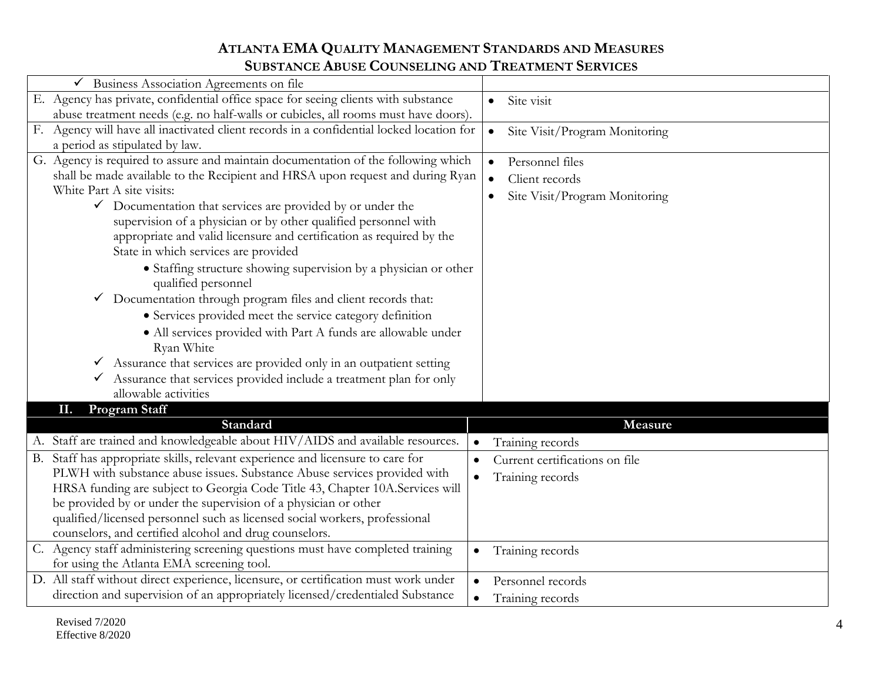# ATLANTA EMA QUALITY MANAGEMENT STANDARDS AND MEASURES
## SUBSTANCE ABUSE COUNSELING AND TREATMENT SERVICES

| | |
|---|---|
| ✓ Business Association Agreements on file | |
| E. Agency has private, confidential office space for seeing clients with substance abuse treatment needs (e.g. no half-walls or cubicles, all rooms must have doors). | • Site visit |
| F. Agency will have all inactivated client records in a confidential locked location for a period as stipulated by law. | • Site Visit/Program Monitoring |
| G. Agency is required to assure and maintain documentation of the following which shall be made available to the Recipient and HRSA upon request and during Ryan White Part A site visits:<br>✓ Documentation that services are provided by or under the supervision of a physician or by other qualified personnel with appropriate and valid licensure and certification as required by the State in which services are provided<br>• Staffing structure showing supervision by a physician or other qualified personnel<br>✓ Documentation through program files and client records that:<br>• Services provided meet the service category definition<br>• All services provided with Part A funds are allowable under Ryan White<br>✓ Assurance that services are provided only in an outpatient setting<br>✓ Assurance that services provided include a treatment plan for only allowable activities | • Personnel files<br>• Client records<br>• Site Visit/Program Monitoring |

### II. Program Staff

| Standard | Measure |
|---|---|
| A. Staff are trained and knowledgeable about HIV/AIDS and available resources. | • Training records |
| B. Staff has appropriate skills, relevant experience and licensure to care for PLWH with substance abuse issues. Substance Abuse services provided with HRSA funding are subject to Georgia Code Title 43, Chapter 10A.Services will be provided by or under the supervision of a physician or other qualified/licensed personnel such as licensed social workers, professional counselors, and certified alcohol and drug counselors. | • Current certifications on file<br>• Training records |
| C. Agency staff administering screening questions must have completed training for using the Atlanta EMA screening tool. | • Training records |
| D. All staff without direct experience, licensure, or certification must work under direction and supervision of an appropriately licensed/credentialed Substance | • Personnel records<br>• Training records |

Revised 7/2020
Effective 8/2020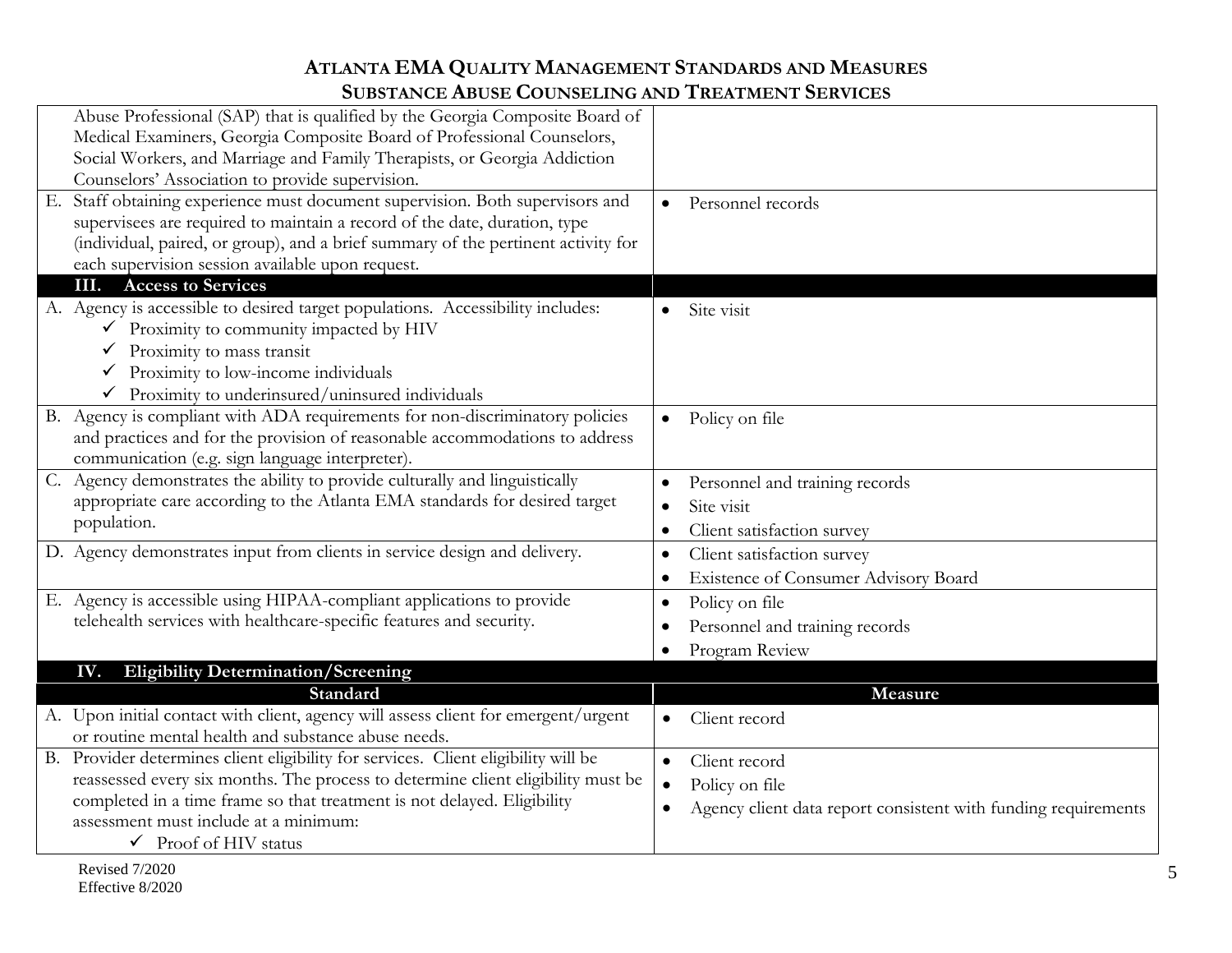| Standard | Measure |
|---|---|
| Abuse Professional (SAP) that is qualified by the Georgia Composite Board of Medical Examiners, Georgia Composite Board of Professional Counselors, Social Workers, and Marriage and Family Therapists, or Georgia Addiction Counselors' Association to provide supervision. | |
| E. Staff obtaining experience must document supervision. Both supervisors and supervisees are required to maintain a record of the date, duration, type (individual, paired, or group), and a brief summary of the pertinent activity for each supervision session available upon request. | • Personnel records |
| **III. Access to Services** | |
| A. Agency is accessible to desired target populations. Accessibility includes:<br>✓ Proximity to community impacted by HIV<br>✓ Proximity to mass transit<br>✓ Proximity to low-income individuals<br>✓ Proximity to underinsured/uninsured individuals | • Site visit |
| B. Agency is compliant with ADA requirements for non-discriminatory policies and practices and for the provision of reasonable accommodations to address communication (e.g. sign language interpreter). | • Policy on file |
| C. Agency demonstrates the ability to provide culturally and linguistically appropriate care according to the Atlanta EMA standards for desired target population. | • Personnel and training records<br>• Site visit<br>• Client satisfaction survey |
| D. Agency demonstrates input from clients in service design and delivery. | • Client satisfaction survey<br>• Existence of Consumer Advisory Board |
| E. Agency is accessible using HIPAA-compliant applications to provide telehealth services with healthcare-specific features and security. | • Policy on file<br>• Personnel and training records<br>• Program Review |
| **IV. Eligibility Determination/Screening** | |
| **Standard** | **Measure** |
| A. Upon initial contact with client, agency will assess client for emergent/urgent or routine mental health and substance abuse needs. | • Client record |
| B. Provider determines client eligibility for services. Client eligibility will be reassessed every six months. The process to determine client eligibility must be completed in a time frame so that treatment is not delayed. Eligibility assessment must include at a minimum:<br>✓ Proof of HIV status | • Client record<br>• Policy on file<br>• Agency client data report consistent with funding requirements |

Revised 7/2020
Effective 8/2020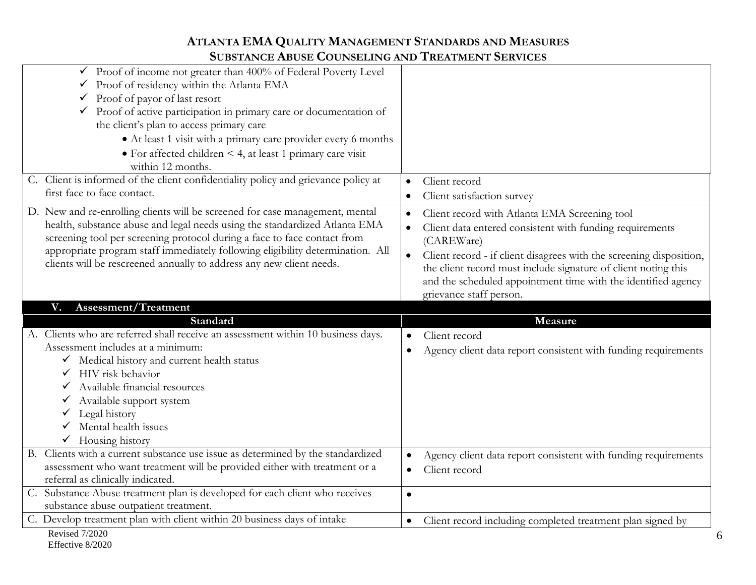# ATLANTA EMA QUALITY MANAGEMENT STANDARDS AND MEASURES
## SUBSTANCE ABUSE COUNSELING AND TREATMENT SERVICES

| | |
|---|---|
| ✓ Proof of income not greater than 400% of Federal Poverty Level<br>✓ Proof of residency within the Atlanta EMA<br>✓ Proof of payor of last resort<br>✓ Proof of active participation in primary care or documentation of the client's plan to access primary care<br>• At least 1 visit with a primary care provider every 6 months<br>• For affected children < 4, at least 1 primary care visit within 12 months. | |
| C. Client is informed of the client confidentiality policy and grievance policy at first face to face contact. | • Client record<br>• Client satisfaction survey |
| D. New and re-enrolling clients will be screened for case management, mental health, substance abuse and legal needs using the standardized Atlanta EMA screening tool per screening protocol during a face to face contact from appropriate program staff immediately following eligibility determination. All clients will be rescreened annually to address any new client needs. | • Client record with Atlanta EMA Screening tool<br>• Client data entered consistent with funding requirements (CAREWare)<br>• Client record - if client disagrees with the screening disposition, the client record must include signature of client noting this and the scheduled appointment time with the identified agency grievance staff person. |

### V. Assessment/Treatment

| Standard | Measure |
|---|---|
| A. Clients who are referred shall receive an assessment within 10 business days. Assessment includes at a minimum:<br>✓ Medical history and current health status<br>✓ HIV risk behavior<br>✓ Available financial resources<br>✓ Available support system<br>✓ Legal history<br>✓ Mental health issues<br>✓ Housing history | • Client record<br>• Agency client data report consistent with funding requirements |
| B. Clients with a current substance use issue as determined by the standardized assessment who want treatment will be provided either with treatment or a referral as clinically indicated. | • Agency client data report consistent with funding requirements<br>• Client record |
| C. Substance Abuse treatment plan is developed for each client who receives substance abuse outpatient treatment. | • |
| C. Develop treatment plan with client within 20 business days of intake | • Client record including completed treatment plan signed by |

Revised 7/2020
Effective 8/2020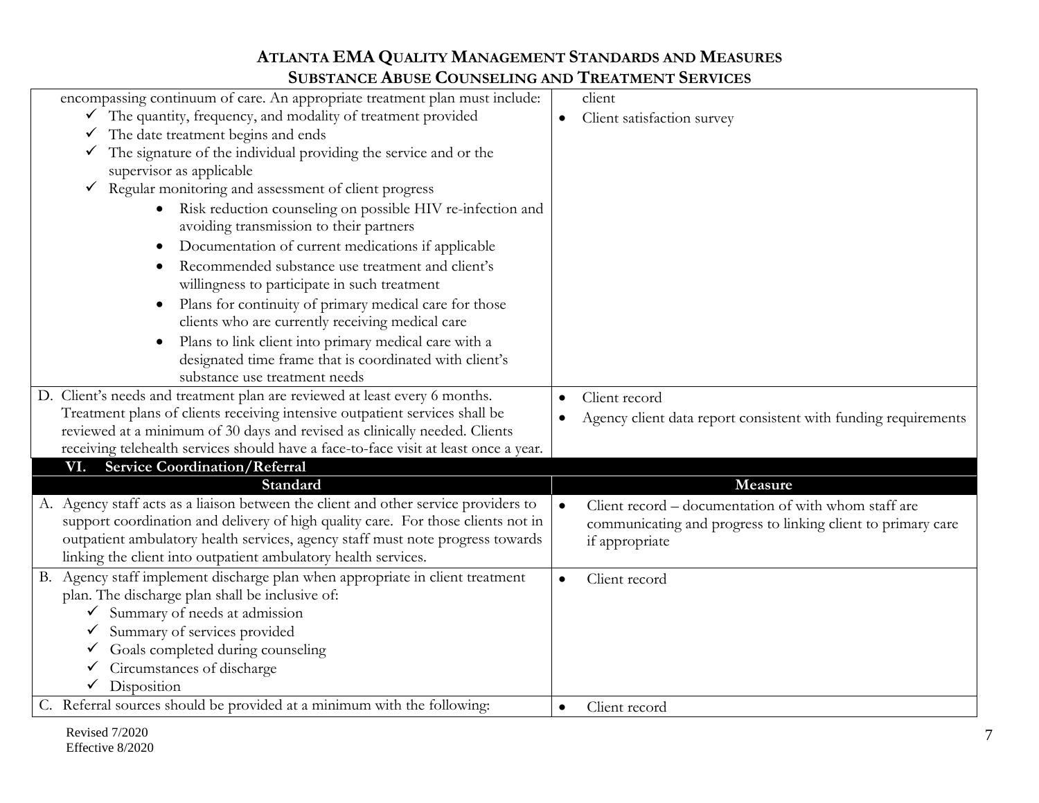| Standard | Measure |
|---|---|
| encompassing continuum of care. An appropriate treatment plan must include:<br>✓ The quantity, frequency, and modality of treatment provided<br>✓ The date treatment begins and ends<br>✓ The signature of the individual providing the service and or the supervisor as applicable<br>✓ Regular monitoring and assessment of client progress<br>• Risk reduction counseling on possible HIV re-infection and avoiding transmission to their partners<br>• Documentation of current medications if applicable<br>• Recommended substance use treatment and client's willingness to participate in such treatment<br>• Plans for continuity of primary medical care for those clients who are currently receiving medical care<br>• Plans to link client into primary medical care with a designated time frame that is coordinated with client's substance use treatment needs | client<br>• Client satisfaction survey |
| D. Client's needs and treatment plan are reviewed at least every 6 months. Treatment plans of clients receiving intensive outpatient services shall be reviewed at a minimum of 30 days and revised as clinically needed. Clients receiving telehealth services should have a face-to-face visit at least once a year. | • Client record<br>• Agency client data report consistent with funding requirements |
| **VI. Service Coordination/Referral** | |
| **Standard** | **Measure** |
| A. Agency staff acts as a liaison between the client and other service providers to support coordination and delivery of high quality care. For those clients not in outpatient ambulatory health services, agency staff must note progress towards linking the client into outpatient ambulatory health services. | • Client record – documentation of with whom staff are communicating and progress to linking client to primary care if appropriate |
| B. Agency staff implement discharge plan when appropriate in client treatment plan. The discharge plan shall be inclusive of:<br>✓ Summary of needs at admission<br>✓ Summary of services provided<br>✓ Goals completed during counseling<br>✓ Circumstances of discharge<br>✓ Disposition | • Client record |
| C. Referral sources should be provided at a minimum with the following: | • Client record |

Revised 7/2020
Effective 8/2020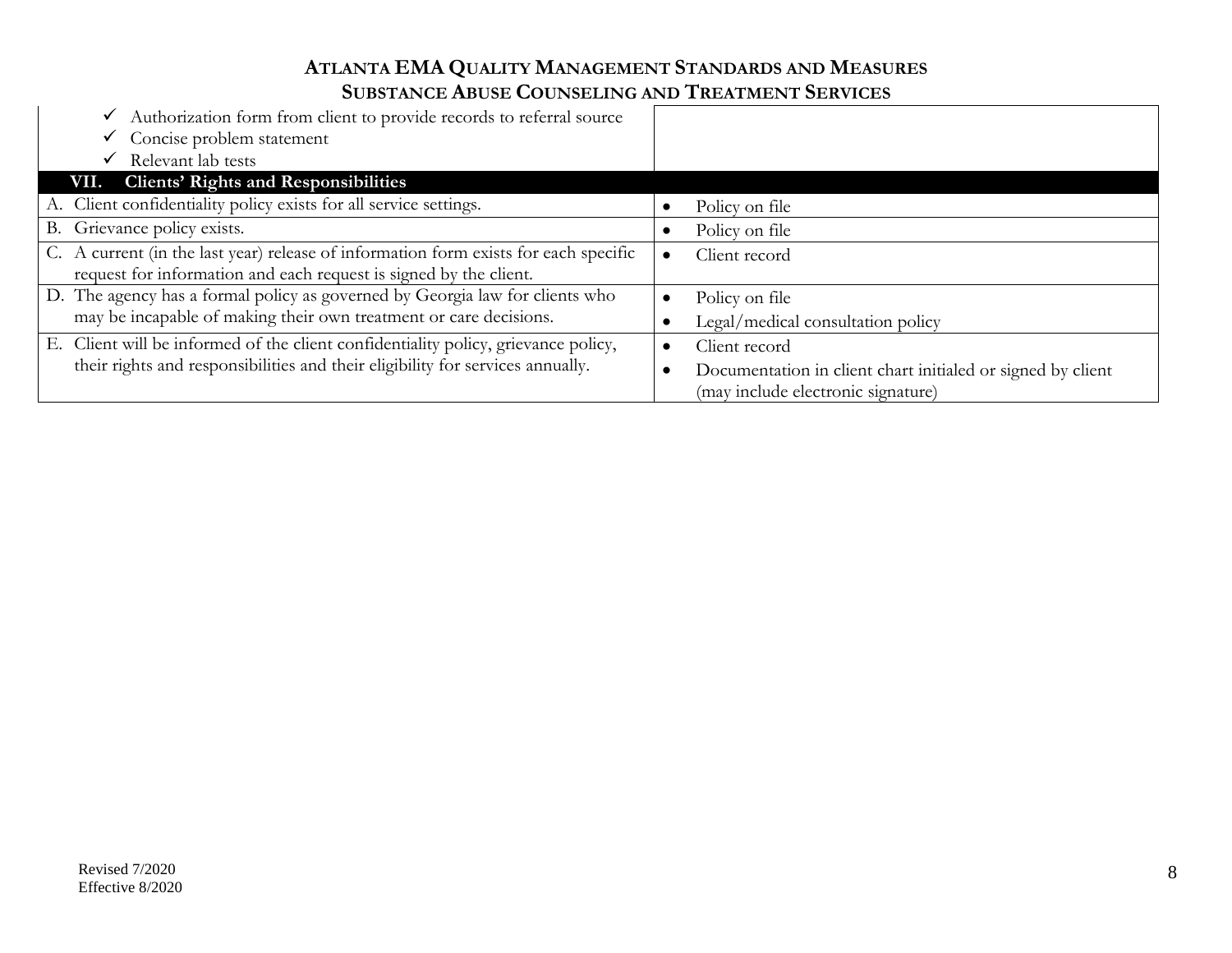| | |
|---|---|
| ✓ Authorization form from client to provide records to referral source<br>✓ Concise problem statement<br>✓ Relevant lab tests | |
| **VII. Clients' Rights and Responsibilities** | |
| A. Client confidentiality policy exists for all service settings. | • Policy on file |
| B. Grievance policy exists. | • Policy on file |
| C. A current (in the last year) release of information form exists for each specific request for information and each request is signed by the client. | • Client record |
| D. The agency has a formal policy as governed by Georgia law for clients who may be incapable of making their own treatment or care decisions. | • Policy on file<br>• Legal/medical consultation policy |
| E. Client will be informed of the client confidentiality policy, grievance policy, their rights and responsibilities and their eligibility for services annually. | • Client record<br>• Documentation in client chart initialed or signed by client (may include electronic signature) |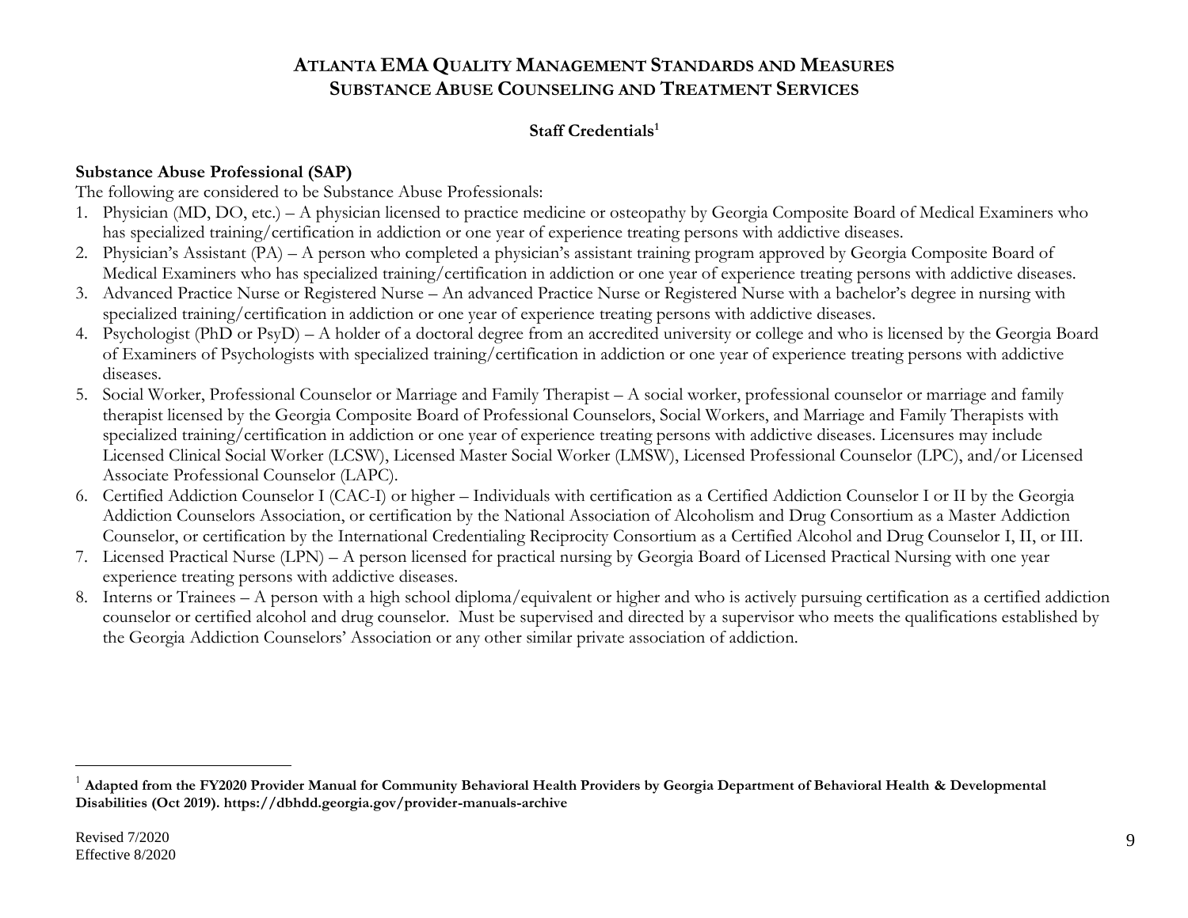# ATLANTA EMA QUALITY MANAGEMENT STANDARDS AND MEASURES
# SUBSTANCE ABUSE COUNSELING AND TREATMENT SERVICES

### Staff Credentials[1]

**Substance Abuse Professional (SAP)**

The following are considered to be Substance Abuse Professionals:

1. Physician (MD, DO, etc.) – A physician licensed to practice medicine or osteopathy by Georgia Composite Board of Medical Examiners who has specialized training/certification in addiction or one year of experience treating persons with addictive diseases.
2. Physician's Assistant (PA) – A person who completed a physician's assistant training program approved by Georgia Composite Board of Medical Examiners who has specialized training/certification in addiction or one year of experience treating persons with addictive diseases.
3. Advanced Practice Nurse or Registered Nurse – An advanced Practice Nurse or Registered Nurse with a bachelor's degree in nursing with specialized training/certification in addiction or one year of experience treating persons with addictive diseases.
4. Psychologist (PhD or PsyD) – A holder of a doctoral degree from an accredited university or college and who is licensed by the Georgia Board of Examiners of Psychologists with specialized training/certification in addiction or one year of experience treating persons with addictive diseases.
5. Social Worker, Professional Counselor or Marriage and Family Therapist – A social worker, professional counselor or marriage and family therapist licensed by the Georgia Composite Board of Professional Counselors, Social Workers, and Marriage and Family Therapists with specialized training/certification in addiction or one year of experience treating persons with addictive diseases. Licensures may include Licensed Clinical Social Worker (LCSW), Licensed Master Social Worker (LMSW), Licensed Professional Counselor (LPC), and/or Licensed Associate Professional Counselor (LAPC).
6. Certified Addiction Counselor I (CAC-I) or higher – Individuals with certification as a Certified Addiction Counselor I or II by the Georgia Addiction Counselors Association, or certification by the National Association of Alcoholism and Drug Consortium as a Master Addiction Counselor, or certification by the International Credentialing Reciprocity Consortium as a Certified Alcohol and Drug Counselor I, II, or III.
7. Licensed Practical Nurse (LPN) – A person licensed for practical nursing by Georgia Board of Licensed Practical Nursing with one year experience treating persons with addictive diseases.
8. Interns or Trainees – A person with a high school diploma/equivalent or higher and who is actively pursuing certification as a certified addiction counselor or certified alcohol and drug counselor. Must be supervised and directed by a supervisor who meets the qualifications established by the Georgia Addiction Counselors' Association or any other similar private association of addiction.

---

[1] **Adapted from the FY2020 Provider Manual for Community Behavioral Health Providers by Georgia Department of Behavioral Health & Developmental Disabilities (Oct 2019). https://dbhdd.georgia.gov/provider-manuals-archive**

Revised 7/2020
Effective 8/2020